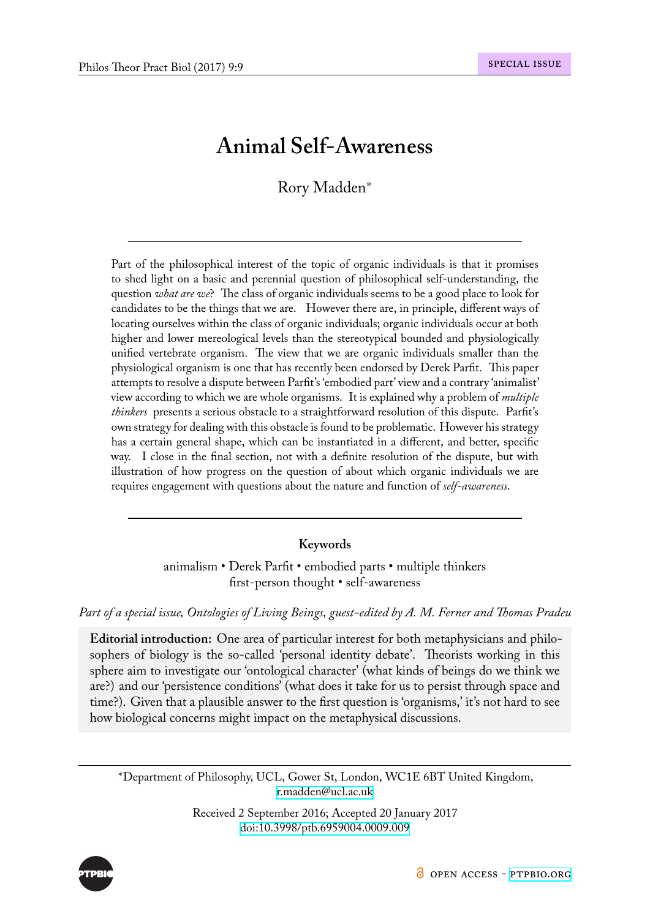# Animal Self-Awareness

Rory Madden*

Part of the philosophical interest of the topic of organic individuals is that it promises to shed light on a basic and perennial question of philosophical self-understanding, the question *what are we*? The class of organic individuals seems to be a good place to look for candidates to be the things that we are. However there are, in principle, different ways of locating ourselves within the class of organic individuals; organic individuals occur at both higher and lower mereological levels than the stereotypical bounded and physiologically unified vertebrate organism. The view that we are organic individuals smaller than the physiological organism is one that has recently been endorsed by Derek Parfit. This paper attempts to resolve a dispute between Parfit's 'embodied part' view and a contrary 'animalist' view according to which we are whole organisms. It is explained why a problem of *multiple thinkers* presents a serious obstacle to a straightforward resolution of this dispute. Parfit's own strategy for dealing with this obstacle is found to be problematic. However his strategy has a certain general shape, which can be instantiated in a different, and better, specific way. I close in the final section, not with a definite resolution of the dispute, but with illustration of how progress on the question of about which organic individuals we are requires engagement with questions about the nature and function of *self-awareness*.

**Keywords**

animalism • Derek Parfit • embodied parts • multiple thinkers
first-person thought • self-awareness

*Part of a special issue, Ontologies of Living Beings, guest-edited by A. M. Ferner and Thomas Pradeu*

**Editorial introduction:** One area of particular interest for both metaphysicians and philosophers of biology is the so-called 'personal identity debate'. Theorists working in this sphere aim to investigate our 'ontological character' (what kinds of beings do we think we are?) and our 'persistence conditions' (what does it take for us to persist through space and time?). Given that a plausible answer to the first question is 'organisms,' it's not hard to see how biological concerns might impact on the metaphysical discussions.

*Department of Philosophy, UCL, Gower St, London, WC1E 6BT United Kingdom, r.madden@ucl.ac.uk

Received 2 September 2016; Accepted 20 January 2017
doi:10.3998/ptb.6959004.0009.009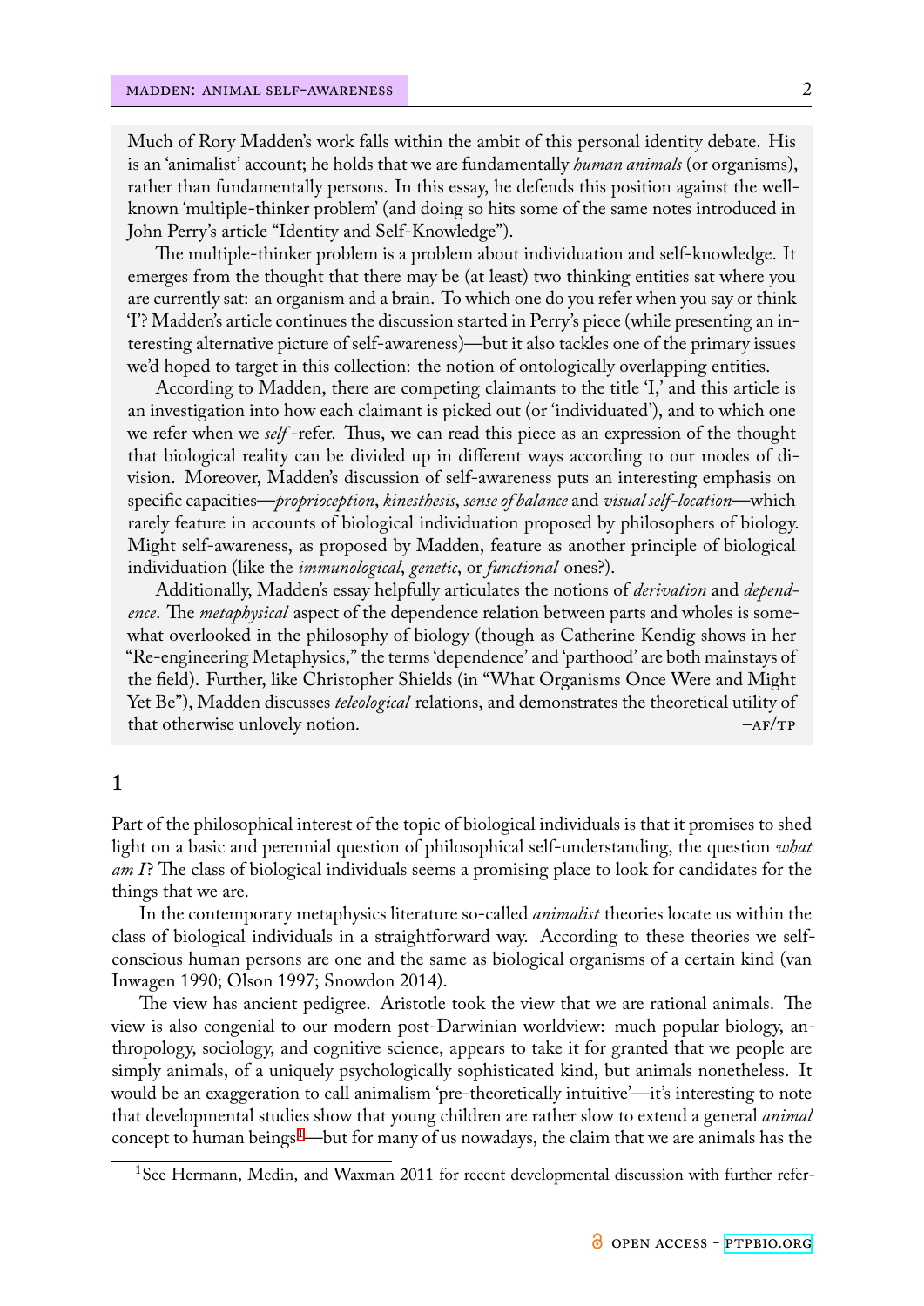Much of Rory Madden's work falls within the ambit of this personal identity debate. His is an 'animalist' account; he holds that we are fundamentally *human animals* (or organisms), rather than fundamentally persons. In this essay, he defends this position against the well-known 'multiple-thinker problem' (and doing so hits some of the same notes introduced in John Perry's article "Identity and Self-Knowledge").

The multiple-thinker problem is a problem about individuation and self-knowledge. It emerges from the thought that there may be (at least) two thinking entities sat where you are currently sat: an organism and a brain. To which one do you refer when you say or think 'I'? Madden's article continues the discussion started in Perry's piece (while presenting an interesting alternative picture of self-awareness)—but it also tackles one of the primary issues we'd hoped to target in this collection: the notion of ontologically overlapping entities.

According to Madden, there are competing claimants to the title 'I,' and this article is an investigation into how each claimant is picked out (or 'individuated'), and to which one we refer when we *self*-refer. Thus, we can read this piece as an expression of the thought that biological reality can be divided up in different ways according to our modes of division. Moreover, Madden's discussion of self-awareness puts an interesting emphasis on specific capacities—*proprioception*, *kinesthesis*, *sense of balance* and *visual self-location*—which rarely feature in accounts of biological individuation proposed by philosophers of biology. Might self-awareness, as proposed by Madden, feature as another principle of biological individuation (like the *immunological*, *genetic*, or *functional* ones?).

Additionally, Madden's essay helpfully articulates the notions of *derivation* and *dependence*. The *metaphysical* aspect of the dependence relation between parts and wholes is somewhat overlooked in the philosophy of biology (though as Catherine Kendig shows in her "Re-engineering Metaphysics," the terms 'dependence' and 'parthood' are both mainstays of the field). Further, like Christopher Shields (in "What Organisms Once Were and Might Yet Be"), Madden discusses *teleological* relations, and demonstrates the theoretical utility of that otherwise unlovely notion. –AF/TP

## 1

Part of the philosophical interest of the topic of biological individuals is that it promises to shed light on a basic and perennial question of philosophical self-understanding, the question *what am I*? The class of biological individuals seems a promising place to look for candidates for the things that we are.

In the contemporary metaphysics literature so-called *animalist* theories locate us within the class of biological individuals in a straightforward way. According to these theories we self-conscious human persons are one and the same as biological organisms of a certain kind (van Inwagen 1990; Olson 1997; Snowdon 2014).

The view has ancient pedigree. Aristotle took the view that we are rational animals. The view is also congenial to our modern post-Darwinian worldview: much popular biology, anthropology, sociology, and cognitive science, appears to take it for granted that we people are simply animals, of a uniquely psychologically sophisticated kind, but animals nonetheless. It would be an exaggeration to call animalism 'pre-theoretically intuitive'—it's interesting to note that developmental studies show that young children are rather slow to extend a general *animal* concept to human beings[1]—but for many of us nowadays, the claim that we are animals has the

[1] See Hermann, Medin, and Waxman 2011 for recent developmental discussion with further refer-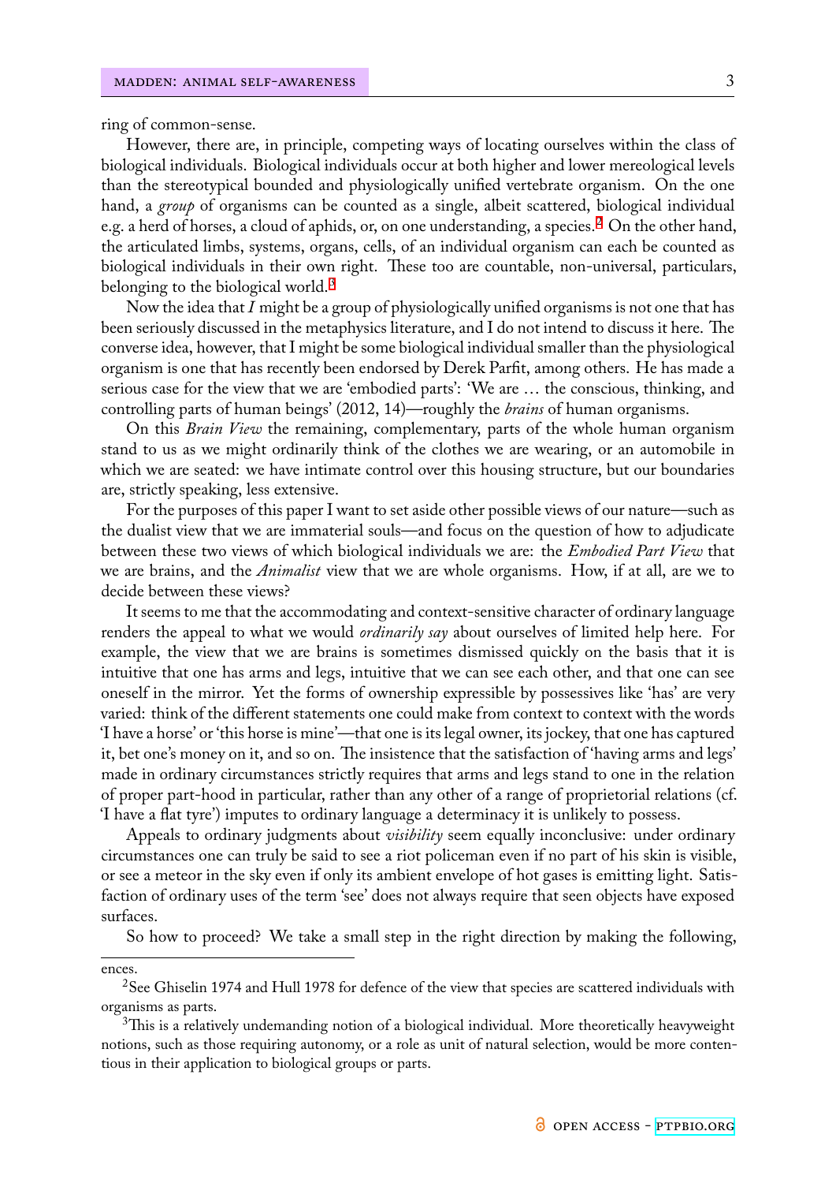ring of common-sense.

However, there are, in principle, competing ways of locating ourselves within the class of biological individuals. Biological individuals occur at both higher and lower mereological levels than the stereotypical bounded and physiologically unified vertebrate organism. On the one hand, a *group* of organisms can be counted as a single, albeit scattered, biological individual e.g. a herd of horses, a cloud of aphids, or, on one understanding, a species.[2] On the other hand, the articulated limbs, systems, organs, cells, of an individual organism can each be counted as biological individuals in their own right. These too are countable, non-universal, particulars, belonging to the biological world.[3]

Now the idea that *I* might be a group of physiologically unified organisms is not one that has been seriously discussed in the metaphysics literature, and I do not intend to discuss it here. The converse idea, however, that I might be some biological individual smaller than the physiological organism is one that has recently been endorsed by Derek Parfit, among others. He has made a serious case for the view that we are 'embodied parts': 'We are … the conscious, thinking, and controlling parts of human beings' (2012, 14)—roughly the *brains* of human organisms.

On this *Brain View* the remaining, complementary, parts of the whole human organism stand to us as we might ordinarily think of the clothes we are wearing, or an automobile in which we are seated: we have intimate control over this housing structure, but our boundaries are, strictly speaking, less extensive.

For the purposes of this paper I want to set aside other possible views of our nature—such as the dualist view that we are immaterial souls—and focus on the question of how to adjudicate between these two views of which biological individuals we are: the *Embodied Part View* that we are brains, and the *Animalist* view that we are whole organisms. How, if at all, are we to decide between these views?

It seems to me that the accommodating and context-sensitive character of ordinary language renders the appeal to what we would *ordinarily say* about ourselves of limited help here. For example, the view that we are brains is sometimes dismissed quickly on the basis that it is intuitive that one has arms and legs, intuitive that we can see each other, and that one can see oneself in the mirror. Yet the forms of ownership expressible by possessives like 'has' are very varied: think of the different statements one could make from context to context with the words 'I have a horse' or 'this horse is mine'—that one is its legal owner, its jockey, that one has captured it, bet one's money on it, and so on. The insistence that the satisfaction of 'having arms and legs' made in ordinary circumstances strictly requires that arms and legs stand to one in the relation of proper part-hood in particular, rather than any other of a range of proprietorial relations (cf. 'I have a flat tyre') imputes to ordinary language a determinacy it is unlikely to possess.

Appeals to ordinary judgments about *visibility* seem equally inconclusive: under ordinary circumstances one can truly be said to see a riot policeman even if no part of his skin is visible, or see a meteor in the sky even if only its ambient envelope of hot gases is emitting light. Satisfaction of ordinary uses of the term 'see' does not always require that seen objects have exposed surfaces.

So how to proceed? We take a small step in the right direction by making the following,

---

ences.

[2] See Ghiselin 1974 and Hull 1978 for defence of the view that species are scattered individuals with organisms as parts.

[3] This is a relatively undemanding notion of a biological individual. More theoretically heavyweight notions, such as those requiring autonomy, or a role as unit of natural selection, would be more contentious in their application to biological groups or parts.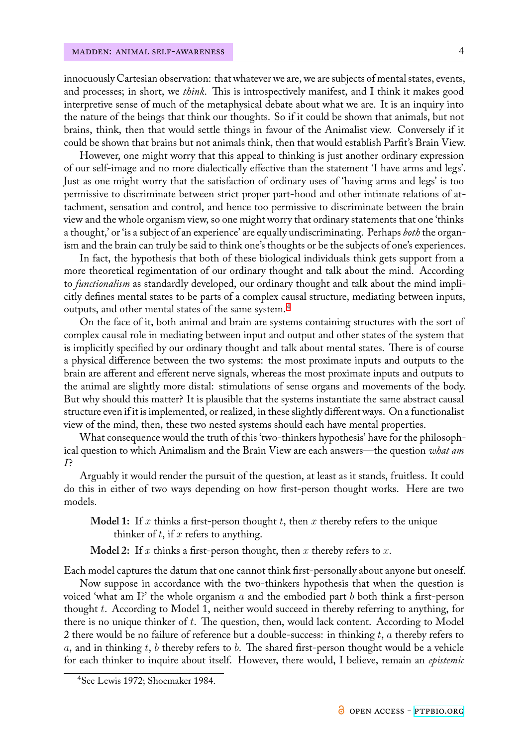innocuously Cartesian observation: that whatever we are, we are subjects of mental states, events, and processes; in short, we *think*. This is introspectively manifest, and I think it makes good interpretive sense of much of the metaphysical debate about what we are. It is an inquiry into the nature of the beings that think our thoughts. So if it could be shown that animals, but not brains, think, then that would settle things in favour of the Animalist view. Conversely if it could be shown that brains but not animals think, then that would establish Parfit's Brain View.

However, one might worry that this appeal to thinking is just another ordinary expression of our self-image and no more dialectically effective than the statement 'I have arms and legs'. Just as one might worry that the satisfaction of ordinary uses of 'having arms and legs' is too permissive to discriminate between strict proper part-hood and other intimate relations of attachment, sensation and control, and hence too permissive to discriminate between the brain view and the whole organism view, so one might worry that ordinary statements that one 'thinks a thought,' or 'is a subject of an experience' are equally undiscriminating. Perhaps *both* the organism and the brain can truly be said to think one's thoughts or be the subjects of one's experiences.

In fact, the hypothesis that both of these biological individuals think gets support from a more theoretical regimentation of our ordinary thought and talk about the mind. According to *functionalism* as standardly developed, our ordinary thought and talk about the mind implicitly defines mental states to be parts of a complex causal structure, mediating between inputs, outputs, and other mental states of the same system.[4]

On the face of it, both animal and brain are systems containing structures with the sort of complex causal role in mediating between input and output and other states of the system that is implicitly specified by our ordinary thought and talk about mental states. There is of course a physical difference between the two systems: the most proximate inputs and outputs to the brain are afferent and efferent nerve signals, whereas the most proximate inputs and outputs to the animal are slightly more distal: stimulations of sense organs and movements of the body. But why should this matter? It is plausible that the systems instantiate the same abstract causal structure even if it is implemented, or realized, in these slightly different ways. On a functionalist view of the mind, then, these two nested systems should each have mental properties.

What consequence would the truth of this 'two-thinkers hypothesis' have for the philosophical question to which Animalism and the Brain View are each answers—the question *what am I*?

Arguably it would render the pursuit of the question, at least as it stands, fruitless. It could do this in either of two ways depending on how first-person thought works. Here are two models.

> **Model 1:** If $x$ thinks a first-person thought $t$, then $x$ thereby refers to the unique thinker of $t$, if $x$ refers to anything.
>
> **Model 2:** If $x$ thinks a first-person thought, then $x$ thereby refers to $x$.

Each model captures the datum that one cannot think first-personally about anyone but oneself.

Now suppose in accordance with the two-thinkers hypothesis that when the question is voiced 'what am I?' the whole organism $a$ and the embodied part $b$ both think a first-person thought $t$. According to Model 1, neither would succeed in thereby referring to anything, for there is no unique thinker of $t$. The question, then, would lack content. According to Model 2 there would be no failure of reference but a double-success: in thinking $t$, $a$ thereby refers to $a$, and in thinking $t$, $b$ thereby refers to $b$. The shared first-person thought would be a vehicle for each thinker to inquire about itself. However, there would, I believe, remain an *epistemic*

[4] See Lewis 1972; Shoemaker 1984.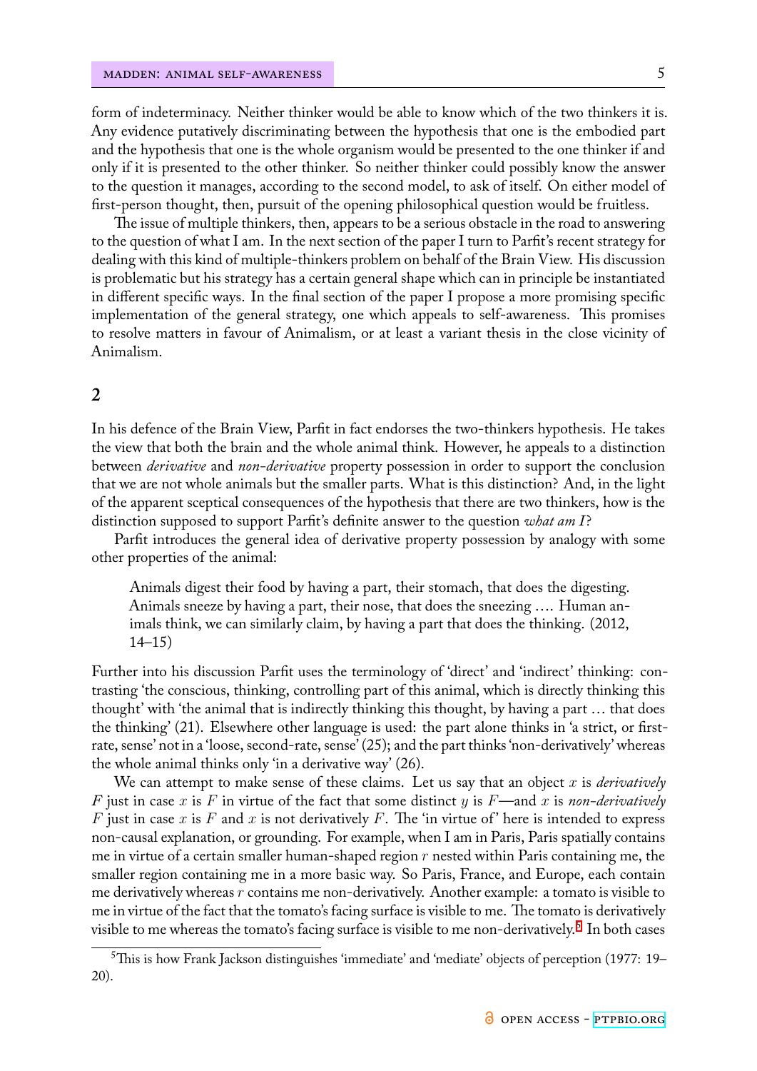form of indeterminacy. Neither thinker would be able to know which of the two thinkers it is. Any evidence putatively discriminating between the hypothesis that one is the embodied part and the hypothesis that one is the whole organism would be presented to the one thinker if and only if it is presented to the other thinker. So neither thinker could possibly know the answer to the question it manages, according to the second model, to ask of itself. On either model of first-person thought, then, pursuit of the opening philosophical question would be fruitless.

The issue of multiple thinkers, then, appears to be a serious obstacle in the road to answering to the question of what I am. In the next section of the paper I turn to Parfit's recent strategy for dealing with this kind of multiple-thinkers problem on behalf of the Brain View. His discussion is problematic but his strategy has a certain general shape which can in principle be instantiated in different specific ways. In the final section of the paper I propose a more promising specific implementation of the general strategy, one which appeals to self-awareness. This promises to resolve matters in favour of Animalism, or at least a variant thesis in the close vicinity of Animalism.

## 2

In his defence of the Brain View, Parfit in fact endorses the two-thinkers hypothesis. He takes the view that both the brain and the whole animal think. However, he appeals to a distinction between *derivative* and *non-derivative* property possession in order to support the conclusion that we are not whole animals but the smaller parts. What is this distinction? And, in the light of the apparent sceptical consequences of the hypothesis that there are two thinkers, how is the distinction supposed to support Parfit's definite answer to the question *what am I*?

Parfit introduces the general idea of derivative property possession by analogy with some other properties of the animal:

> Animals digest their food by having a part, their stomach, that does the digesting. Animals sneeze by having a part, their nose, that does the sneezing .... Human animals think, we can similarly claim, by having a part that does the thinking. (2012, 14–15)

Further into his discussion Parfit uses the terminology of 'direct' and 'indirect' thinking: contrasting 'the conscious, thinking, controlling part of this animal, which is directly thinking this thought' with 'the animal that is indirectly thinking this thought, by having a part … that does the thinking' (21). Elsewhere other language is used: the part alone thinks in 'a strict, or first-rate, sense' not in a 'loose, second-rate, sense' (25); and the part thinks 'non-derivatively' whereas the whole animal thinks only 'in a derivative way' (26).

We can attempt to make sense of these claims. Let us say that an object $x$ is *derivatively* $F$ just in case $x$ is $F$ in virtue of the fact that some distinct $y$ is $F$—and $x$ is *non-derivatively* $F$ just in case $x$ is $F$ and $x$ is not derivatively $F$. The 'in virtue of' here is intended to express non-causal explanation, or grounding. For example, when I am in Paris, Paris spatially contains me in virtue of a certain smaller human-shaped region $r$ nested within Paris containing me, the smaller region containing me in a more basic way. So Paris, France, and Europe, each contain me derivatively whereas $r$ contains me non-derivatively. Another example: a tomato is visible to me in virtue of the fact that the tomato's facing surface is visible to me. The tomato is derivatively visible to me whereas the tomato's facing surface is visible to me non-derivatively.[5] In both cases

[5] This is how Frank Jackson distinguishes 'immediate' and 'mediate' objects of perception (1977: 19–20).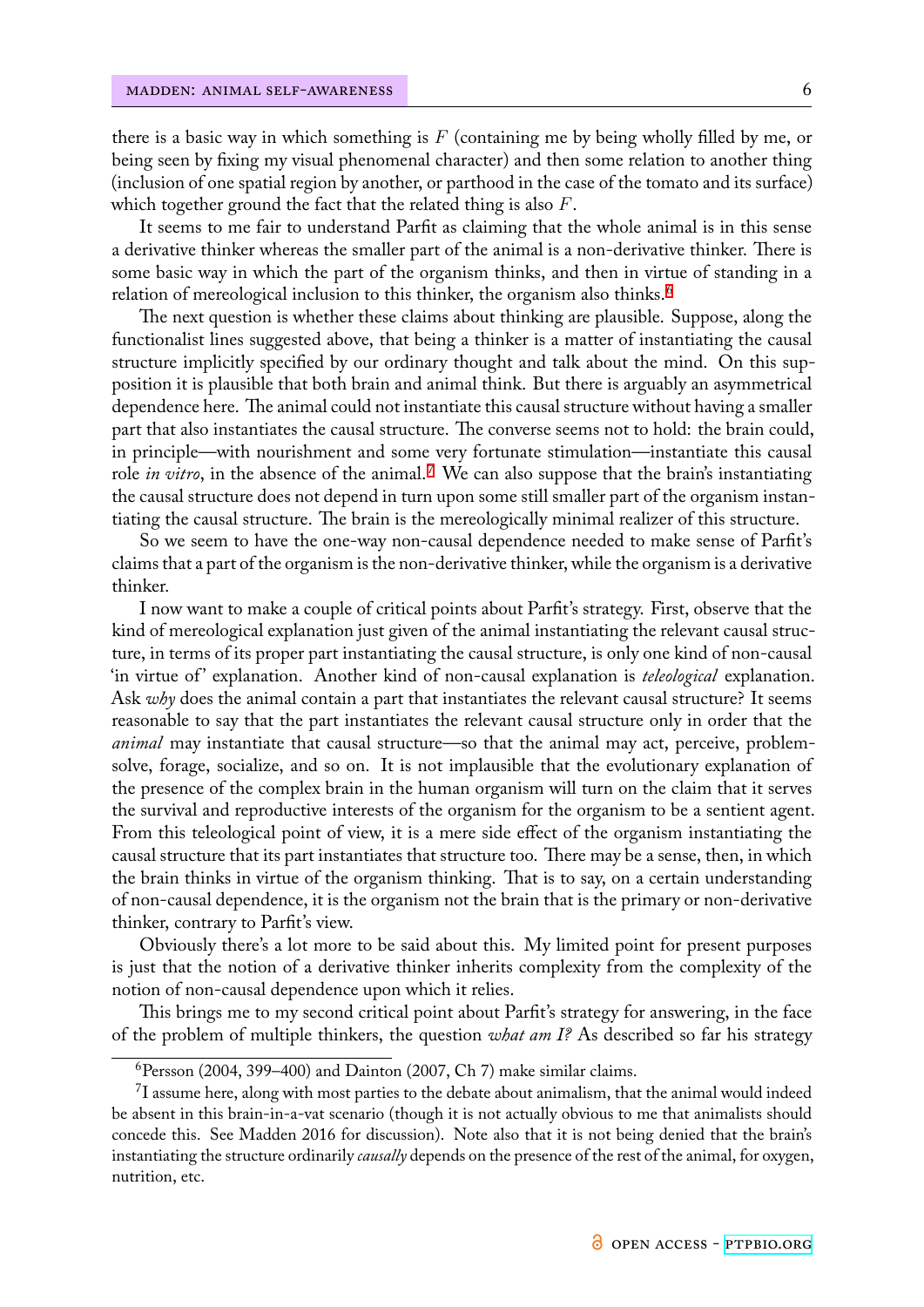there is a basic way in which something is $F$ (containing me by being wholly filled by me, or being seen by fixing my visual phenomenal character) and then some relation to another thing (inclusion of one spatial region by another, or parthood in the case of the tomato and its surface) which together ground the fact that the related thing is also $F$.

It seems to me fair to understand Parfit as claiming that the whole animal is in this sense a derivative thinker whereas the smaller part of the animal is a non-derivative thinker. There is some basic way in which the part of the organism thinks, and then in virtue of standing in a relation of mereological inclusion to this thinker, the organism also thinks.[6]

The next question is whether these claims about thinking are plausible. Suppose, along the functionalist lines suggested above, that being a thinker is a matter of instantiating the causal structure implicitly specified by our ordinary thought and talk about the mind. On this supposition it is plausible that both brain and animal think. But there is arguably an asymmetrical dependence here. The animal could not instantiate this causal structure without having a smaller part that also instantiates the causal structure. The converse seems not to hold: the brain could, in principle—with nourishment and some very fortunate stimulation—instantiate this causal role *in vitro*, in the absence of the animal.[7] We can also suppose that the brain's instantiating the causal structure does not depend in turn upon some still smaller part of the organism instantiating the causal structure. The brain is the mereologically minimal realizer of this structure.

So we seem to have the one-way non-causal dependence needed to make sense of Parfit's claims that a part of the organism is the non-derivative thinker, while the organism is a derivative thinker.

I now want to make a couple of critical points about Parfit's strategy. First, observe that the kind of mereological explanation just given of the animal instantiating the relevant causal structure, in terms of its proper part instantiating the causal structure, is only one kind of non-causal 'in virtue of' explanation. Another kind of non-causal explanation is *teleological* explanation. Ask *why* does the animal contain a part that instantiates the relevant causal structure? It seems reasonable to say that the part instantiates the relevant causal structure only in order that the *animal* may instantiate that causal structure—so that the animal may act, perceive, problem-solve, forage, socialize, and so on. It is not implausible that the evolutionary explanation of the presence of the complex brain in the human organism will turn on the claim that it serves the survival and reproductive interests of the organism for the organism to be a sentient agent. From this teleological point of view, it is a mere side effect of the organism instantiating the causal structure that its part instantiates that structure too. There may be a sense, then, in which the brain thinks in virtue of the organism thinking. That is to say, on a certain understanding of non-causal dependence, it is the organism not the brain that is the primary or non-derivative thinker, contrary to Parfit's view.

Obviously there's a lot more to be said about this. My limited point for present purposes is just that the notion of a derivative thinker inherits complexity from the complexity of the notion of non-causal dependence upon which it relies.

This brings me to my second critical point about Parfit's strategy for answering, in the face of the problem of multiple thinkers, the question *what am I?* As described so far his strategy

---

[6] Persson (2004, 399–400) and Dainton (2007, Ch 7) make similar claims.

[7] I assume here, along with most parties to the debate about animalism, that the animal would indeed be absent in this brain-in-a-vat scenario (though it is not actually obvious to me that animalists should concede this. See Madden 2016 for discussion). Note also that it is not being denied that the brain's instantiating the structure ordinarily *causally* depends on the presence of the rest of the animal, for oxygen, nutrition, etc.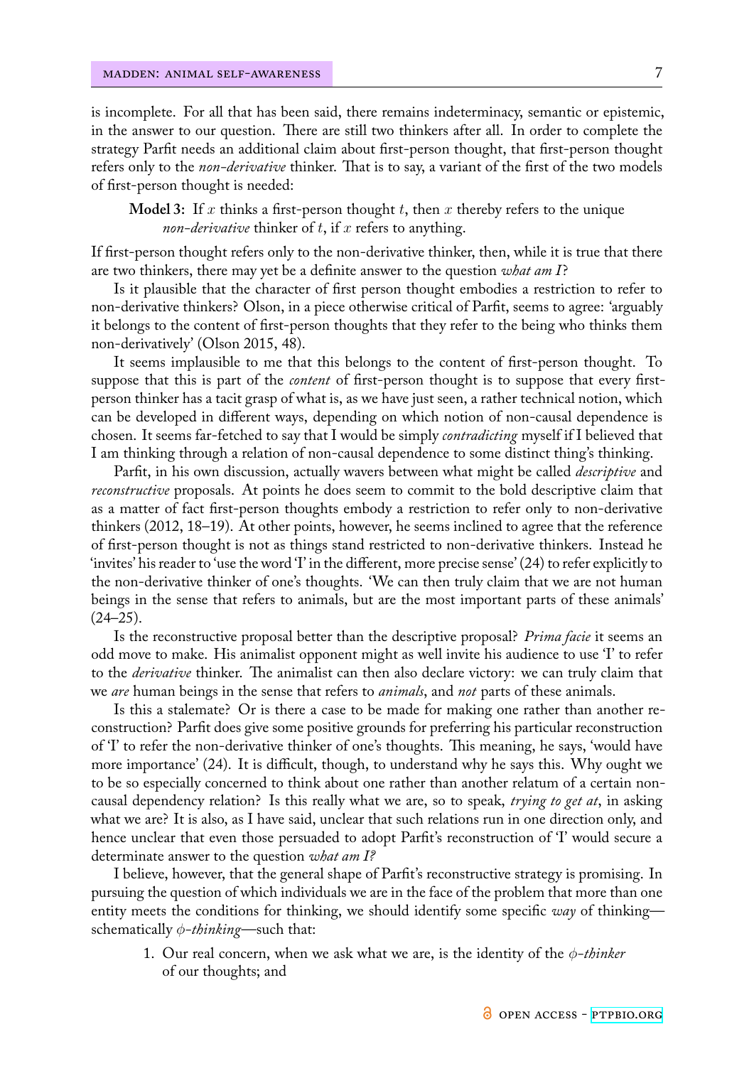is incomplete. For all that has been said, there remains indeterminacy, semantic or epistemic, in the answer to our question. There are still two thinkers after all. In order to complete the strategy Parfit needs an additional claim about first-person thought, that first-person thought refers only to the *non-derivative* thinker. That is to say, a variant of the first of the two models of first-person thought is needed:

> **Model 3:** If $x$ thinks a first-person thought $t$, then $x$ thereby refers to the unique *non-derivative* thinker of $t$, if $x$ refers to anything.

If first-person thought refers only to the non-derivative thinker, then, while it is true that there are two thinkers, there may yet be a definite answer to the question *what am I*?

Is it plausible that the character of first person thought embodies a restriction to refer to non-derivative thinkers? Olson, in a piece otherwise critical of Parfit, seems to agree: 'arguably it belongs to the content of first-person thoughts that they refer to the being who thinks them non-derivatively' (Olson 2015, 48).

It seems implausible to me that this belongs to the content of first-person thought. To suppose that this is part of the *content* of first-person thought is to suppose that every first-person thinker has a tacit grasp of what is, as we have just seen, a rather technical notion, which can be developed in different ways, depending on which notion of non-causal dependence is chosen. It seems far-fetched to say that I would be simply *contradicting* myself if I believed that I am thinking through a relation of non-causal dependence to some distinct thing's thinking.

Parfit, in his own discussion, actually wavers between what might be called *descriptive* and *reconstructive* proposals. At points he does seem to commit to the bold descriptive claim that as a matter of fact first-person thoughts embody a restriction to refer only to non-derivative thinkers (2012, 18–19). At other points, however, he seems inclined to agree that the reference of first-person thought is not as things stand restricted to non-derivative thinkers. Instead he 'invites' his reader to 'use the word 'I' in the different, more precise sense' (24) to refer explicitly to the non-derivative thinker of one's thoughts. 'We can then truly claim that we are not human beings in the sense that refers to animals, but are the most important parts of these animals' (24–25).

Is the reconstructive proposal better than the descriptive proposal? *Prima facie* it seems an odd move to make. His animalist opponent might as well invite his audience to use 'I' to refer to the *derivative* thinker. The animalist can then also declare victory: we can truly claim that we *are* human beings in the sense that refers to *animals*, and *not* parts of these animals.

Is this a stalemate? Or is there a case to be made for making one rather than another reconstruction? Parfit does give some positive grounds for preferring his particular reconstruction of 'I' to refer the non-derivative thinker of one's thoughts. This meaning, he says, 'would have more importance' (24). It is difficult, though, to understand why he says this. Why ought we to be so especially concerned to think about one rather than another relatum of a certain non-causal dependency relation? Is this really what we are, so to speak, *trying to get at*, in asking what we are? It is also, as I have said, unclear that such relations run in one direction only, and hence unclear that even those persuaded to adopt Parfit's reconstruction of 'I' would secure a determinate answer to the question *what am I?*

I believe, however, that the general shape of Parfit's reconstructive strategy is promising. In pursuing the question of which individuals we are in the face of the problem that more than one entity meets the conditions for thinking, we should identify some specific *way* of thinking—schematically *$\phi$-thinking*—such that:

1. Our real concern, when we ask what we are, is the identity of the *$\phi$-thinker* of our thoughts; and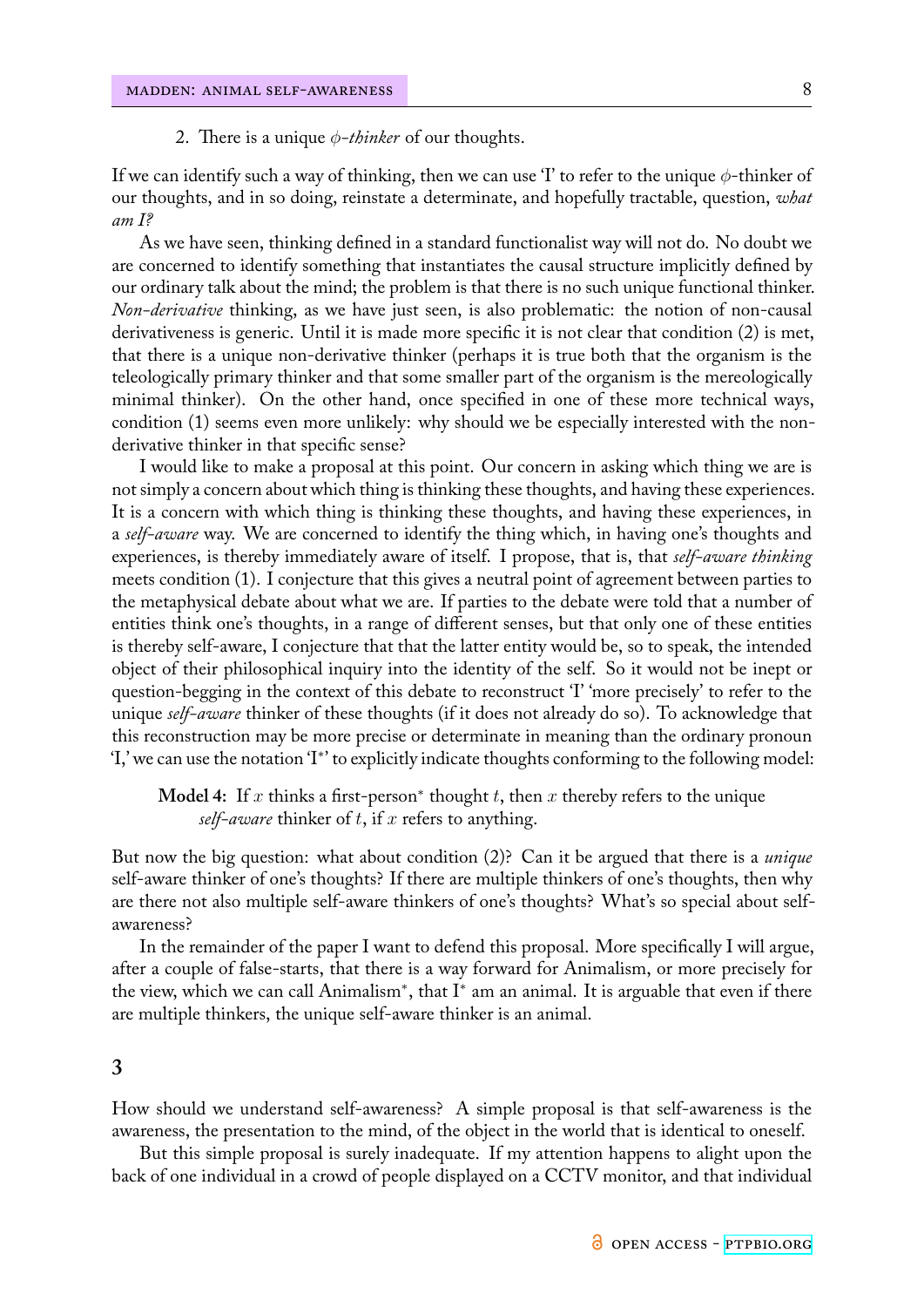2. There is a unique $\phi$*-thinker* of our thoughts.

If we can identify such a way of thinking, then we can use 'I' to refer to the unique $\phi$-thinker of our thoughts, and in so doing, reinstate a determinate, and hopefully tractable, question, *what am I?*

As we have seen, thinking defined in a standard functionalist way will not do. No doubt we are concerned to identify something that instantiates the causal structure implicitly defined by our ordinary talk about the mind; the problem is that there is no such unique functional thinker. *Non-derivative* thinking, as we have just seen, is also problematic: the notion of non-causal derivativeness is generic. Until it is made more specific it is not clear that condition (2) is met, that there is a unique non-derivative thinker (perhaps it is true both that the organism is the teleologically primary thinker and that some smaller part of the organism is the mereologically minimal thinker). On the other hand, once specified in one of these more technical ways, condition (1) seems even more unlikely: why should we be especially interested with the non-derivative thinker in that specific sense?

I would like to make a proposal at this point. Our concern in asking which thing we are is not simply a concern about which thing is thinking these thoughts, and having these experiences. It is a concern with which thing is thinking these thoughts, and having these experiences, in a *self-aware* way. We are concerned to identify the thing which, in having one's thoughts and experiences, is thereby immediately aware of itself. I propose, that is, that *self-aware thinking* meets condition (1). I conjecture that this gives a neutral point of agreement between parties to the metaphysical debate about what we are. If parties to the debate were told that a number of entities think one's thoughts, in a range of different senses, but that only one of these entities is thereby self-aware, I conjecture that that the latter entity would be, so to speak, the intended object of their philosophical inquiry into the identity of the self. So it would not be inept or question-begging in the context of this debate to reconstruct 'I' 'more precisely' to refer to the unique *self-aware* thinker of these thoughts (if it does not already do so). To acknowledge that this reconstruction may be more precise or determinate in meaning than the ordinary pronoun 'I,' we can use the notation 'I*' to explicitly indicate thoughts conforming to the following model:

> **Model 4:** If $x$ thinks a first-person* thought $t$, then $x$ thereby refers to the unique *self-aware* thinker of $t$, if $x$ refers to anything.

But now the big question: what about condition (2)? Can it be argued that there is a *unique* self-aware thinker of one's thoughts? If there are multiple thinkers of one's thoughts, then why are there not also multiple self-aware thinkers of one's thoughts? What's so special about self-awareness?

In the remainder of the paper I want to defend this proposal. More specifically I will argue, after a couple of false-starts, that there is a way forward for Animalism, or more precisely for the view, which we can call Animalism*, that I* am an animal. It is arguable that even if there are multiple thinkers, the unique self-aware thinker is an animal.

## 3

How should we understand self-awareness? A simple proposal is that self-awareness is the awareness, the presentation to the mind, of the object in the world that is identical to oneself.

But this simple proposal is surely inadequate. If my attention happens to alight upon the back of one individual in a crowd of people displayed on a CCTV monitor, and that individual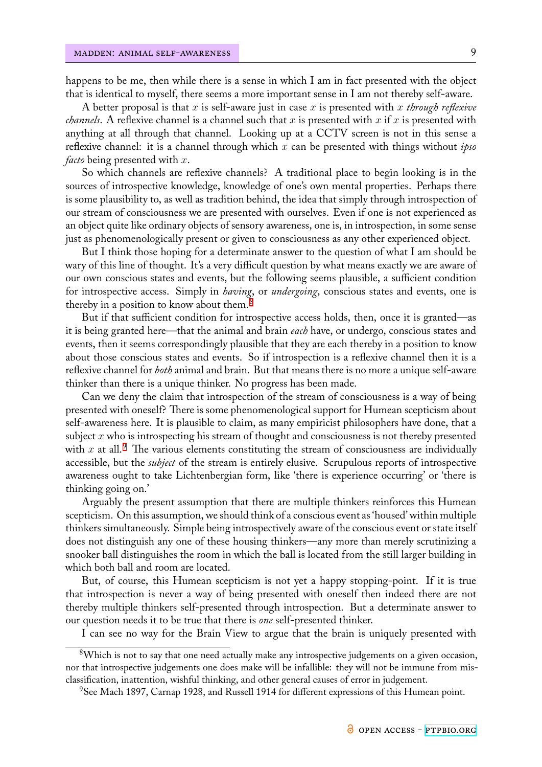happens to be me, then while there is a sense in which I am in fact presented with the object that is identical to myself, there seems a more important sense in I am not thereby self-aware.

A better proposal is that $x$ is self-aware just in case $x$ is presented with $x$ *through reflexive channels*. A reflexive channel is a channel such that $x$ is presented with $x$ if $x$ is presented with anything at all through that channel. Looking up at a CCTV screen is not in this sense a reflexive channel: it is a channel through which $x$ can be presented with things without *ipso facto* being presented with $x$.

So which channels are reflexive channels? A traditional place to begin looking is in the sources of introspective knowledge, knowledge of one's own mental properties. Perhaps there is some plausibility to, as well as tradition behind, the idea that simply through introspection of our stream of consciousness we are presented with ourselves. Even if one is not experienced as an object quite like ordinary objects of sensory awareness, one is, in introspection, in some sense just as phenomenologically present or given to consciousness as any other experienced object.

But I think those hoping for a determinate answer to the question of what I am should be wary of this line of thought. It's a very difficult question by what means exactly we are aware of our own conscious states and events, but the following seems plausible, a sufficient condition for introspective access. Simply in *having*, or *undergoing*, conscious states and events, one is thereby in a position to know about them.[8]

But if that sufficient condition for introspective access holds, then, once it is granted—as it is being granted here—that the animal and brain *each* have, or undergo, conscious states and events, then it seems correspondingly plausible that they are each thereby in a position to know about those conscious states and events. So if introspection is a reflexive channel then it is a reflexive channel for *both* animal and brain. But that means there is no more a unique self-aware thinker than there is a unique thinker. No progress has been made.

Can we deny the claim that introspection of the stream of consciousness is a way of being presented with oneself? There is some phenomenological support for Humean scepticism about self-awareness here. It is plausible to claim, as many empiricist philosophers have done, that a subject $x$ who is introspecting his stream of thought and consciousness is not thereby presented with $x$ at all.[9] The various elements constituting the stream of consciousness are individually accessible, but the *subject* of the stream is entirely elusive. Scrupulous reports of introspective awareness ought to take Lichtenbergian form, like 'there is experience occurring' or 'there is thinking going on.'

Arguably the present assumption that there are multiple thinkers reinforces this Humean scepticism. On this assumption, we should think of a conscious event as 'housed' within multiple thinkers simultaneously. Simple being introspectively aware of the conscious event or state itself does not distinguish any one of these housing thinkers—any more than merely scrutinizing a snooker ball distinguishes the room in which the ball is located from the still larger building in which both ball and room are located.

But, of course, this Humean scepticism is not yet a happy stopping-point. If it is true that introspection is never a way of being presented with oneself then indeed there are not thereby multiple thinkers self-presented through introspection. But a determinate answer to our question needs it to be true that there is *one* self-presented thinker.

I can see no way for the Brain View to argue that the brain is uniquely presented with

---

[8] Which is not to say that one need actually make any introspective judgements on a given occasion, nor that introspective judgements one does make will be infallible: they will not be immune from misclassification, inattention, wishful thinking, and other general causes of error in judgement.

[9] See Mach 1897, Carnap 1928, and Russell 1914 for different expressions of this Humean point.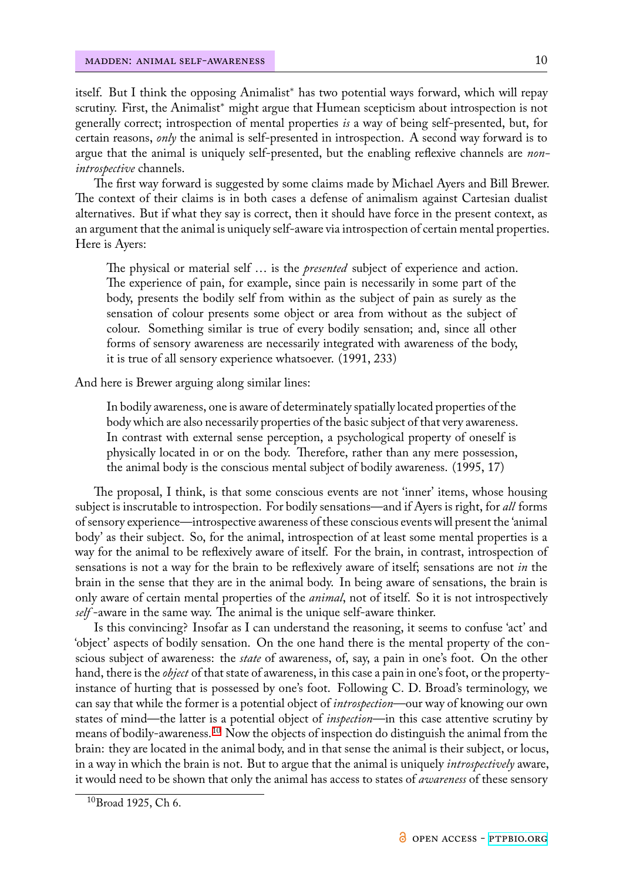itself. But I think the opposing Animalist* has two potential ways forward, which will repay scrutiny. First, the Animalist* might argue that Humean scepticism about introspection is not generally correct; introspection of mental properties *is* a way of being self-presented, but, for certain reasons, *only* the animal is self-presented in introspection. A second way forward is to argue that the animal is uniquely self-presented, but the enabling reflexive channels are *non-introspective* channels.

The first way forward is suggested by some claims made by Michael Ayers and Bill Brewer. The context of their claims is in both cases a defense of animalism against Cartesian dualist alternatives. But if what they say is correct, then it should have force in the present context, as an argument that the animal is uniquely self-aware via introspection of certain mental properties. Here is Ayers:

> The physical or material self … is the *presented* subject of experience and action. The experience of pain, for example, since pain is necessarily in some part of the body, presents the bodily self from within as the subject of pain as surely as the sensation of colour presents some object or area from without as the subject of colour. Something similar is true of every bodily sensation; and, since all other forms of sensory awareness are necessarily integrated with awareness of the body, it is true of all sensory experience whatsoever. (1991, 233)

And here is Brewer arguing along similar lines:

> In bodily awareness, one is aware of determinately spatially located properties of the body which are also necessarily properties of the basic subject of that very awareness. In contrast with external sense perception, a psychological property of oneself is physically located in or on the body. Therefore, rather than any mere possession, the animal body is the conscious mental subject of bodily awareness. (1995, 17)

The proposal, I think, is that some conscious events are not 'inner' items, whose housing subject is inscrutable to introspection. For bodily sensations—and if Ayers is right, for *all* forms of sensory experience—introspective awareness of these conscious events will present the 'animal body' as their subject. So, for the animal, introspection of at least some mental properties is a way for the animal to be reflexively aware of itself. For the brain, in contrast, introspection of sensations is not a way for the brain to be reflexively aware of itself; sensations are not *in* the brain in the sense that they are in the animal body. In being aware of sensations, the brain is only aware of certain mental properties of the *animal*, not of itself. So it is not introspectively *self*-aware in the same way. The animal is the unique self-aware thinker.

Is this convincing? Insofar as I can understand the reasoning, it seems to confuse 'act' and 'object' aspects of bodily sensation. On the one hand there is the mental property of the conscious subject of awareness: the *state* of awareness, of, say, a pain in one's foot. On the other hand, there is the *object* of that state of awareness, in this case a pain in one's foot, or the property-instance of hurting that is possessed by one's foot. Following C. D. Broad's terminology, we can say that while the former is a potential object of *introspection*—our way of knowing our own states of mind—the latter is a potential object of *inspection*—in this case attentive scrutiny by means of bodily-awareness.[10] Now the objects of inspection do distinguish the animal from the brain: they are located in the animal body, and in that sense the animal is their subject, or locus, in a way in which the brain is not. But to argue that the animal is uniquely *introspectively* aware, it would need to be shown that only the animal has access to states of *awareness* of these sensory

[10] Broad 1925, Ch 6.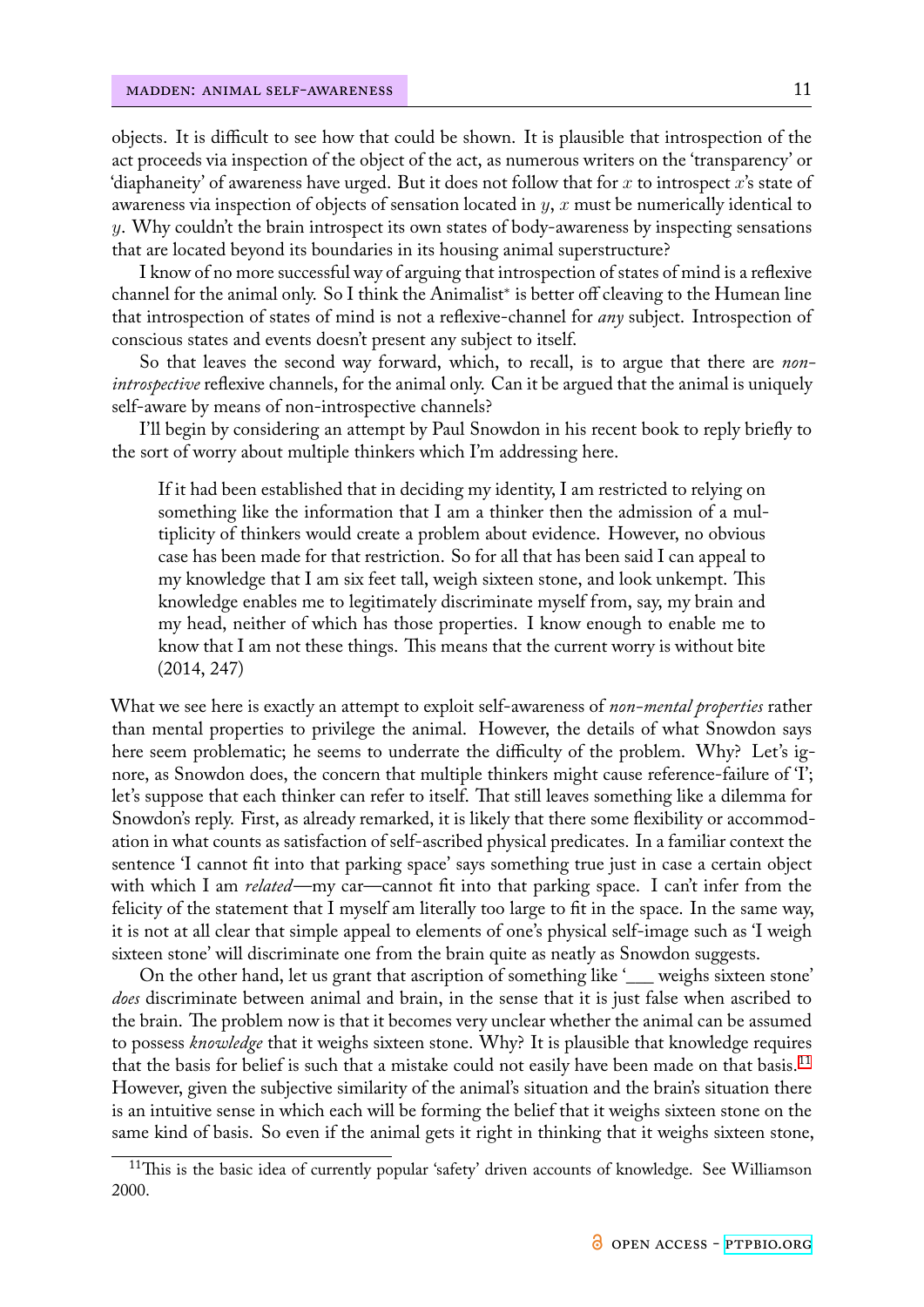objects. It is difficult to see how that could be shown. It is plausible that introspection of the act proceeds via inspection of the object of the act, as numerous writers on the 'transparency' or 'diaphaneity' of awareness have urged. But it does not follow that for $x$ to introspect $x$'s state of awareness via inspection of objects of sensation located in $y$, $x$ must be numerically identical to $y$. Why couldn't the brain introspect its own states of body-awareness by inspecting sensations that are located beyond its boundaries in its housing animal superstructure?

I know of no more successful way of arguing that introspection of states of mind is a reflexive channel for the animal only. So I think the Animalist* is better off cleaving to the Humean line that introspection of states of mind is not a reflexive-channel for *any* subject. Introspection of conscious states and events doesn't present any subject to itself.

So that leaves the second way forward, which, to recall, is to argue that there are *non-introspective* reflexive channels, for the animal only. Can it be argued that the animal is uniquely self-aware by means of non-introspective channels?

I'll begin by considering an attempt by Paul Snowdon in his recent book to reply briefly to the sort of worry about multiple thinkers which I'm addressing here.

> If it had been established that in deciding my identity, I am restricted to relying on something like the information that I am a thinker then the admission of a multiplicity of thinkers would create a problem about evidence. However, no obvious case has been made for that restriction. So for all that has been said I can appeal to my knowledge that I am six feet tall, weigh sixteen stone, and look unkempt. This knowledge enables me to legitimately discriminate myself from, say, my brain and my head, neither of which has those properties. I know enough to enable me to know that I am not these things. This means that the current worry is without bite (2014, 247)

What we see here is exactly an attempt to exploit self-awareness of *non-mental properties* rather than mental properties to privilege the animal. However, the details of what Snowdon says here seem problematic; he seems to underrate the difficulty of the problem. Why? Let's ignore, as Snowdon does, the concern that multiple thinkers might cause reference-failure of 'I'; let's suppose that each thinker can refer to itself. That still leaves something like a dilemma for Snowdon's reply. First, as already remarked, it is likely that there some flexibility or accommodation in what counts as satisfaction of self-ascribed physical predicates. In a familiar context the sentence 'I cannot fit into that parking space' says something true just in case a certain object with which I am *related*—my car—cannot fit into that parking space. I can't infer from the felicity of the statement that I myself am literally too large to fit in the space. In the same way, it is not at all clear that simple appeal to elements of one's physical self-image such as 'I weigh sixteen stone' will discriminate one from the brain quite as neatly as Snowdon suggests.

On the other hand, let us grant that ascription of something like '___ weighs sixteen stone' *does* discriminate between animal and brain, in the sense that it is just false when ascribed to the brain. The problem now is that it becomes very unclear whether the animal can be assumed to possess *knowledge* that it weighs sixteen stone. Why? It is plausible that knowledge requires that the basis for belief is such that a mistake could not easily have been made on that basis.[11] However, given the subjective similarity of the animal's situation and the brain's situation there is an intuitive sense in which each will be forming the belief that it weighs sixteen stone on the same kind of basis. So even if the animal gets it right in thinking that it weighs sixteen stone,

[11] This is the basic idea of currently popular 'safety' driven accounts of knowledge. See Williamson 2000.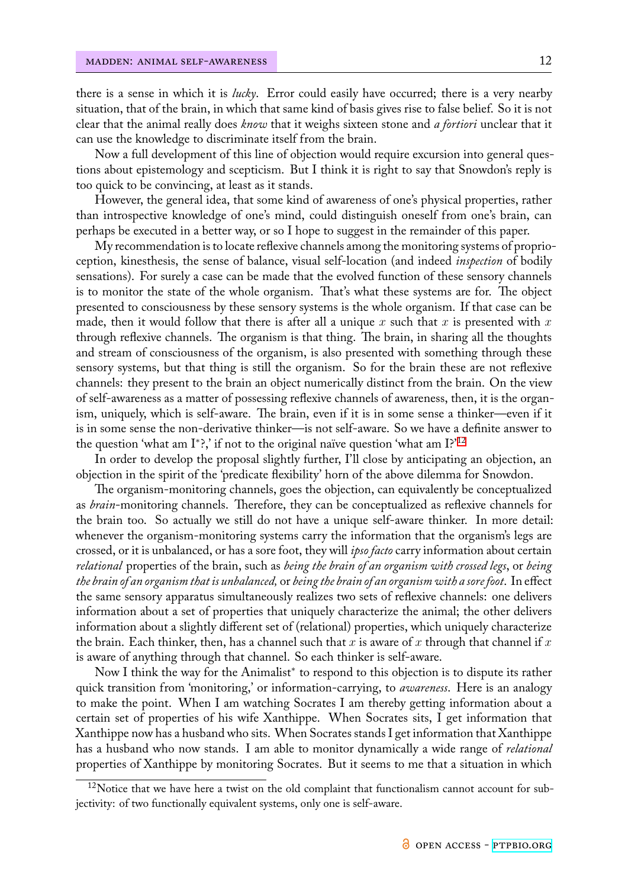there is a sense in which it is *lucky*. Error could easily have occurred; there is a very nearby situation, that of the brain, in which that same kind of basis gives rise to false belief. So it is not clear that the animal really does *know* that it weighs sixteen stone and *a fortiori* unclear that it can use the knowledge to discriminate itself from the brain.

Now a full development of this line of objection would require excursion into general questions about epistemology and scepticism. But I think it is right to say that Snowdon's reply is too quick to be convincing, at least as it stands.

However, the general idea, that some kind of awareness of one's physical properties, rather than introspective knowledge of one's mind, could distinguish oneself from one's brain, can perhaps be executed in a better way, or so I hope to suggest in the remainder of this paper.

My recommendation is to locate reflexive channels among the monitoring systems of proprioception, kinesthesis, the sense of balance, visual self-location (and indeed *inspection* of bodily sensations). For surely a case can be made that the evolved function of these sensory channels is to monitor the state of the whole organism. That's what these systems are for. The object presented to consciousness by these sensory systems is the whole organism. If that case can be made, then it would follow that there is after all a unique $x$ such that $x$ is presented with $x$ through reflexive channels. The organism is that thing. The brain, in sharing all the thoughts and stream of consciousness of the organism, is also presented with something through these sensory systems, but that thing is still the organism. So for the brain these are not reflexive channels: they present to the brain an object numerically distinct from the brain. On the view of self-awareness as a matter of possessing reflexive channels of awareness, then, it is the organism, uniquely, which is self-aware. The brain, even if it is in some sense a thinker—even if it is in some sense the non-derivative thinker—is not self-aware. So we have a definite answer to the question 'what am I*?,' if not to the original naïve question 'what am I?'[12]

In order to develop the proposal slightly further, I'll close by anticipating an objection, an objection in the spirit of the 'predicate flexibility' horn of the above dilemma for Snowdon.

The organism-monitoring channels, goes the objection, can equivalently be conceptualized as *brain*-monitoring channels. Therefore, they can be conceptualized as reflexive channels for the brain too. So actually we still do not have a unique self-aware thinker. In more detail: whenever the organism-monitoring systems carry the information that the organism's legs are crossed, or it is unbalanced, or has a sore foot, they will *ipso facto* carry information about certain *relational* properties of the brain, such as *being the brain of an organism with crossed legs*, or *being the brain of an organism that is unbalanced,* or *being the brain of an organism with a sore foot*. In effect the same sensory apparatus simultaneously realizes two sets of reflexive channels: one delivers information about a set of properties that uniquely characterize the animal; the other delivers information about a slightly different set of (relational) properties, which uniquely characterize the brain. Each thinker, then, has a channel such that $x$ is aware of $x$ through that channel if $x$ is aware of anything through that channel. So each thinker is self-aware.

Now I think the way for the Animalist* to respond to this objection is to dispute its rather quick transition from 'monitoring,' or information-carrying, to *awareness*. Here is an analogy to make the point. When I am watching Socrates I am thereby getting information about a certain set of properties of his wife Xanthippe. When Socrates sits, I get information that Xanthippe now has a husband who sits. When Socrates stands I get information that Xanthippe has a husband who now stands. I am able to monitor dynamically a wide range of *relational* properties of Xanthippe by monitoring Socrates. But it seems to me that a situation in which

[12] Notice that we have here a twist on the old complaint that functionalism cannot account for subjectivity: of two functionally equivalent systems, only one is self-aware.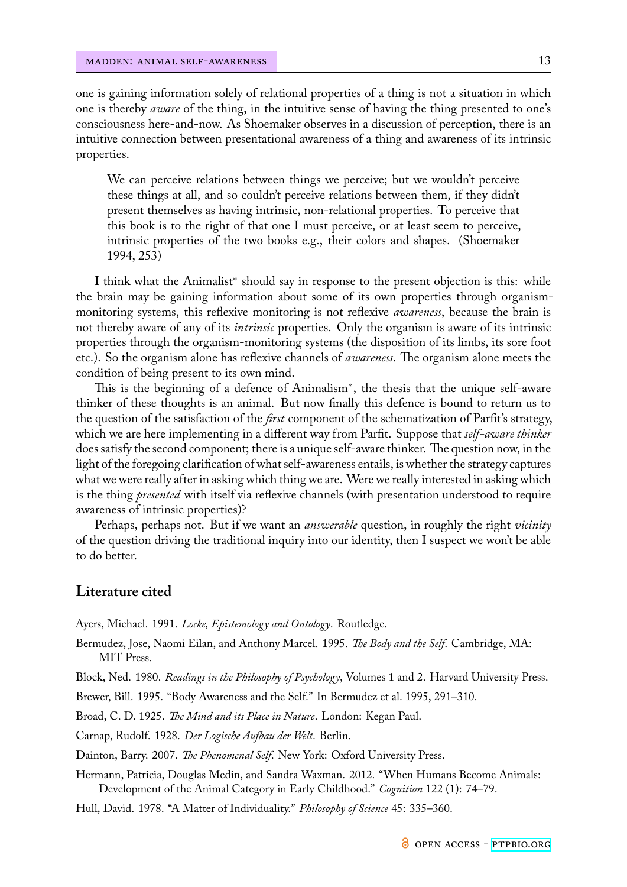one is gaining information solely of relational properties of a thing is not a situation in which one is thereby *aware* of the thing, in the intuitive sense of having the thing presented to one's consciousness here-and-now. As Shoemaker observes in a discussion of perception, there is an intuitive connection between presentational awareness of a thing and awareness of its intrinsic properties.

> We can perceive relations between things we perceive; but we wouldn't perceive these things at all, and so couldn't perceive relations between them, if they didn't present themselves as having intrinsic, non-relational properties. To perceive that this book is to the right of that one I must perceive, or at least seem to perceive, intrinsic properties of the two books e.g., their colors and shapes. (Shoemaker 1994, 253)

I think what the Animalist* should say in response to the present objection is this: while the brain may be gaining information about some of its own properties through organism-monitoring systems, this reflexive monitoring is not reflexive *awareness*, because the brain is not thereby aware of any of its *intrinsic* properties. Only the organism is aware of its intrinsic properties through the organism-monitoring systems (the disposition of its limbs, its sore foot etc.). So the organism alone has reflexive channels of *awareness*. The organism alone meets the condition of being present to its own mind.

This is the beginning of a defence of Animalism*, the thesis that the unique self-aware thinker of these thoughts is an animal. But now finally this defence is bound to return us to the question of the satisfaction of the *first* component of the schematization of Parfit's strategy, which we are here implementing in a different way from Parfit. Suppose that *self-aware thinker* does satisfy the second component; there is a unique self-aware thinker. The question now, in the light of the foregoing clarification of what self-awareness entails, is whether the strategy captures what we were really after in asking which thing we are. Were we really interested in asking which is the thing *presented* with itself via reflexive channels (with presentation understood to require awareness of intrinsic properties)?

Perhaps, perhaps not. But if we want an *answerable* question, in roughly the right *vicinity* of the question driving the traditional inquiry into our identity, then I suspect we won't be able to do better.

## Literature cited

Ayers, Michael. 1991. *Locke, Epistemology and Ontology*. Routledge.

Bermudez, Jose, Naomi Eilan, and Anthony Marcel. 1995. *The Body and the Self*. Cambridge, MA: MIT Press.

Block, Ned. 1980. *Readings in the Philosophy of Psychology*, Volumes 1 and 2. Harvard University Press.

Brewer, Bill. 1995. "Body Awareness and the Self." In Bermudez et al. 1995, 291–310.

Broad, C. D. 1925. *The Mind and its Place in Nature*. London: Kegan Paul.

Carnap, Rudolf. 1928. *Der Logische Aufbau der Welt*. Berlin.

Dainton, Barry. 2007. *The Phenomenal Self*. New York: Oxford University Press.

Hermann, Patricia, Douglas Medin, and Sandra Waxman. 2012. "When Humans Become Animals: Development of the Animal Category in Early Childhood." *Cognition* 122 (1): 74–79.

Hull, David. 1978. "A Matter of Individuality." *Philosophy of Science* 45: 335–360.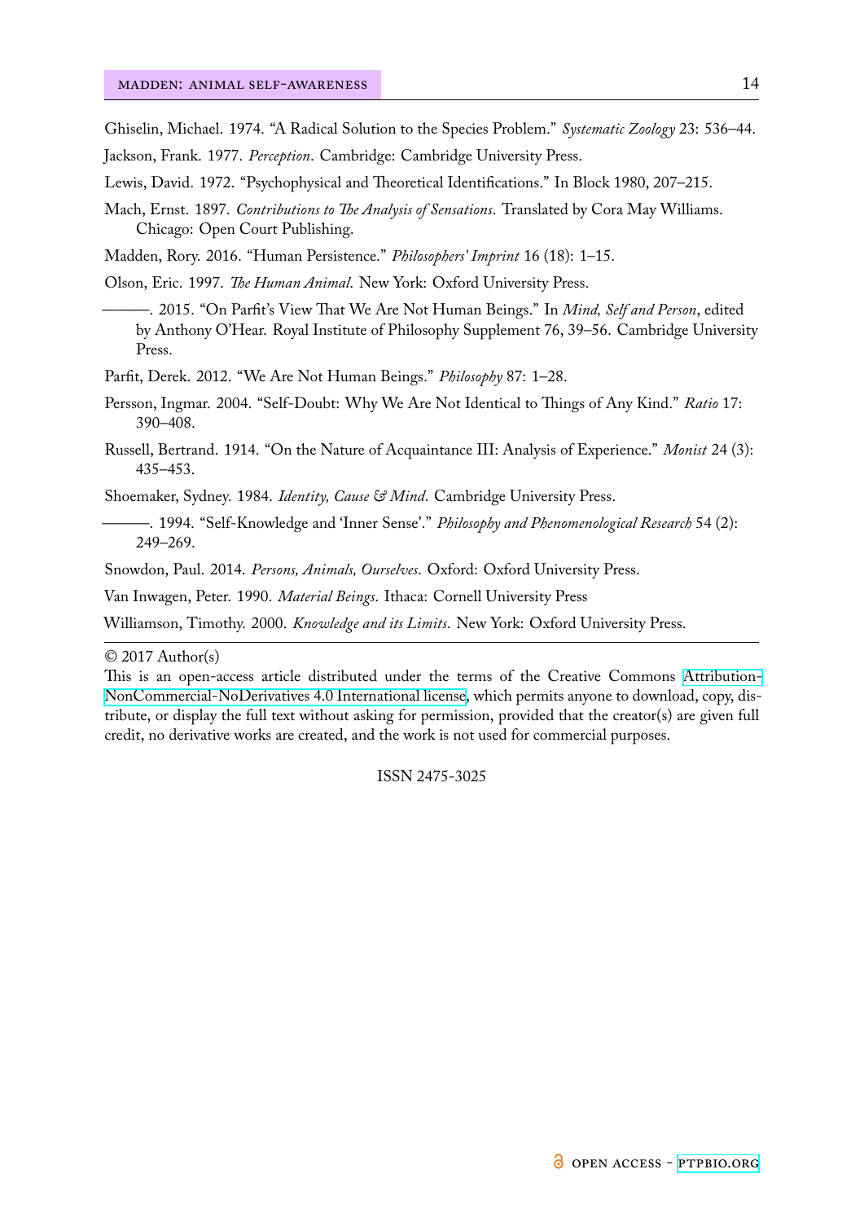Ghiselin, Michael. 1974. "A Radical Solution to the Species Problem." *Systematic Zoology* 23: 536–44.

Jackson, Frank. 1977. *Perception*. Cambridge: Cambridge University Press.

Lewis, David. 1972. "Psychophysical and Theoretical Identifications." In Block 1980, 207–215.

Mach, Ernst. 1897. *Contributions to The Analysis of Sensations*. Translated by Cora May Williams. Chicago: Open Court Publishing.

Madden, Rory. 2016. "Human Persistence." *Philosophers' Imprint* 16 (18): 1–15.

Olson, Eric. 1997. *The Human Animal*. New York: Oxford University Press.

———. 2015. "On Parfit's View That We Are Not Human Beings." In *Mind, Self and Person*, edited by Anthony O'Hear. Royal Institute of Philosophy Supplement 76, 39–56. Cambridge University Press.

Parfit, Derek. 2012. "We Are Not Human Beings." *Philosophy* 87: 1–28.

Persson, Ingmar. 2004. "Self-Doubt: Why We Are Not Identical to Things of Any Kind." *Ratio* 17: 390–408.

Russell, Bertrand. 1914. "On the Nature of Acquaintance III: Analysis of Experience." *Monist* 24 (3): 435–453.

Shoemaker, Sydney. 1984. *Identity, Cause & Mind*. Cambridge University Press.

———. 1994. "Self-Knowledge and 'Inner Sense'." *Philosophy and Phenomenological Research* 54 (2): 249–269.

Snowdon, Paul. 2014. *Persons, Animals, Ourselves*. Oxford: Oxford University Press.

Van Inwagen, Peter. 1990. *Material Beings*. Ithaca: Cornell University Press

Williamson, Timothy. 2000. *Knowledge and its Limits*. New York: Oxford University Press.

---

© 2017 Author(s)

This is an open-access article distributed under the terms of the Creative Commons Attribution-NonCommercial-NoDerivatives 4.0 International license, which permits anyone to download, copy, distribute, or display the full text without asking for permission, provided that the creator(s) are given full credit, no derivative works are created, and the work is not used for commercial purposes.

ISSN 2475-3025